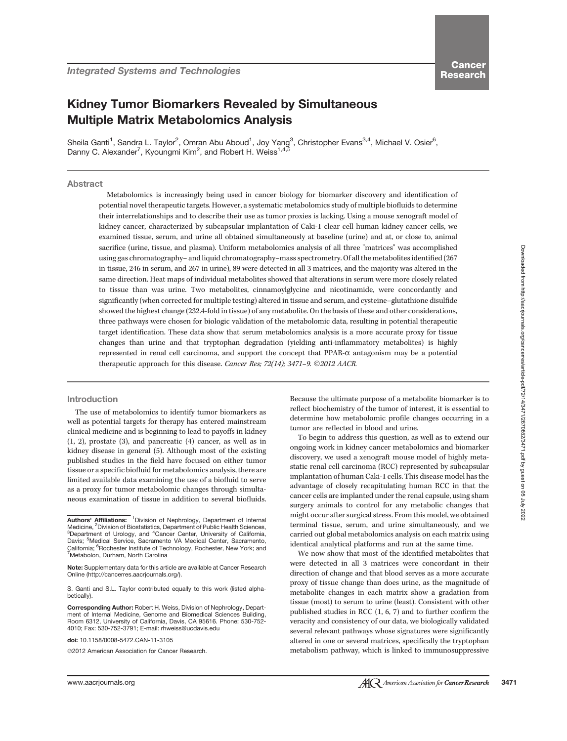*Integrated Systems and Technologies*

**Cancer Research**

# Kidney Tumor Biomarkers Revealed by Simultaneous Multiple Matrix Metabolomics Analysis

Sheila Ganti[1], Sandra L. Taylor[2], Omran Abu Aboud[1], Joy Yang[3], Christopher Evans[3,4], Michael V. Osier[6], Danny C. Alexander[7], Kyoungmi Kim[2], and Robert H. Weiss[1,4,5]

## Abstract

Metabolomics is increasingly being used in cancer biology for biomarker discovery and identification of potential novel therapeutic targets. However, a systematic metabolomics study of multiple biofluids to determine their interrelationships and to describe their use as tumor proxies is lacking. Using a mouse xenograft model of kidney cancer, characterized by subcapsular implantation of Caki-1 clear cell human kidney cancer cells, we examined tissue, serum, and urine all obtained simultaneously at baseline (urine) and at, or close to, animal sacrifice (urine, tissue, and plasma). Uniform metabolomics analysis of all three "matrices" was accomplished using gas chromatography– and liquid chromatography–mass spectrometry. Of all the metabolites identified (267 in tissue, 246 in serum, and 267 in urine), 89 were detected in all 3 matrices, and the majority was altered in the same direction. Heat maps of individual metabolites showed that alterations in serum were more closely related to tissue than was urine. Two metabolites, cinnamoylglycine and nicotinamide, were concordantly and significantly (when corrected for multiple testing) altered in tissue and serum, and cysteine–glutathione disulfide showed the highest change (232.4-fold in tissue) of any metabolite. On the basis of these and other considerations, three pathways were chosen for biologic validation of the metabolomic data, resulting in potential therapeutic target identification. These data show that serum metabolomics analysis is a more accurate proxy for tissue changes than urine and that tryptophan degradation (yielding anti-inflammatory metabolites) is highly represented in renal cell carcinoma, and support the concept that PPAR-α antagonism may be a potential therapeutic approach for this disease. *Cancer Res; 72(14); 3471–9. ©2012 AACR.*

## Introduction

The use of metabolomics to identify tumor biomarkers as well as potential targets for therapy has entered mainstream clinical medicine and is beginning to lead to payoffs in kidney (1, 2), prostate (3), and pancreatic (4) cancer, as well as in kidney disease in general (5). Although most of the existing published studies in the field have focused on either tumor tissue or a specific biofluid for metabolomics analysis, there are limited available data examining the use of a biofluid to serve as a proxy for tumor metabolomic changes through simultaneous examination of tissue in addition to several biofluids. Because the ultimate purpose of a metabolite biomarker is to reflect biochemistry of the tumor of interest, it is essential to determine how metabolomic profile changes occurring in a tumor are reflected in blood and urine.

To begin to address this question, as well as to extend our ongoing work in kidney cancer metabolomics and biomarker discovery, we used a xenograft mouse model of highly metastatic renal cell carcinoma (RCC) represented by subcapsular implantation of human Caki-1 cells. This disease model has the advantage of closely recapitulating human RCC in that the cancer cells are implanted under the renal capsule, using sham surgery animals to control for any metabolic changes that might occur after surgical stress. From this model, we obtained terminal tissue, serum, and urine simultaneously, and we carried out global metabolomics analysis on each matrix using identical analytical platforms and run at the same time.

We now show that most of the identified metabolites that were detected in all 3 matrices were concordant in their direction of change and that blood serves as a more accurate proxy of tissue change than does urine, as the magnitude of metabolite changes in each matrix show a gradation from tissue (most) to serum to urine (least). Consistent with other published studies in RCC (1, 6, 7) and to further confirm the veracity and consistency of our data, we biologically validated several relevant pathways whose signatures were significantly altered in one or several matrices, specifically the tryptophan metabolism pathway, which is linked to immunosuppressive

---

**Authors' Affiliations:** [1]Division of Nephrology, Department of Internal Medicine, [2]Division of Biostatistics, Department of Public Health Sciences, [3]Department of Urology, and [4]Cancer Center, University of California, Davis; [5]Medical Service, Sacramento VA Medical Center, Sacramento, California; [6]Rochester Institute of Technology, Rochester, New York; and [7]Metabolon, Durham, North Carolina

**Note:** Supplementary data for this article are available at Cancer Research Online (http://cancerres.aacrjournals.org/).

S. Ganti and S.L. Taylor contributed equally to this work (listed alphabetically).

**Corresponding Author:** Robert H. Weiss, Division of Nephrology, Department of Internal Medicine, Genome and Biomedical Sciences Building, Room 6312, University of California, Davis, CA 95616. Phone: 530-752-4010; Fax: 530-752-3791; E-mail: rhweiss@ucdavis.edu

**doi:** 10.1158/0008-5472.CAN-11-3105

©2012 American Association for Cancer Research.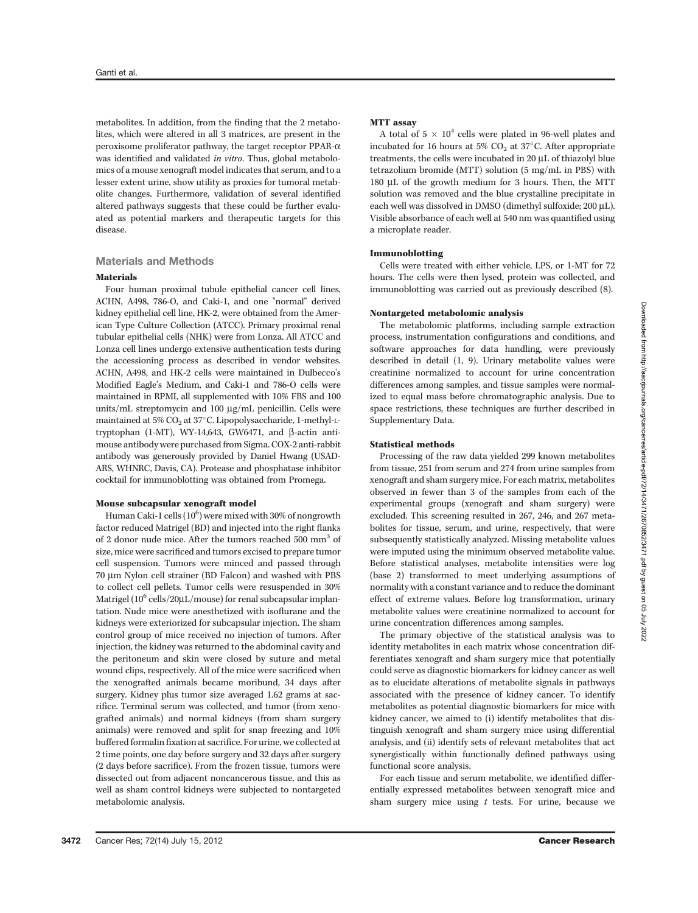metabolites. In addition, from the finding that the 2 metabolites, which were altered in all 3 matrices, are present in the peroxisome proliferator pathway, the target receptor PPAR-α was identified and validated *in vitro*. Thus, global metabolomics of a mouse xenograft model indicates that serum, and to a lesser extent urine, show utility as proxies for tumoral metabolite changes. Furthermore, validation of several identified altered pathways suggests that these could be further evaluated as potential markers and therapeutic targets for this disease.

## Materials and Methods

### Materials

Four human proximal tubule epithelial cancer cell lines, ACHN, A498, 786-O, and Caki-1, and one "normal" derived kidney epithelial cell line, HK-2, were obtained from the American Type Culture Collection (ATCC). Primary proximal renal tubular epithelial cells (NHK) were from Lonza. All ATCC and Lonza cell lines undergo extensive authentication tests during the accessioning process as described in vendor websites. ACHN, A498, and HK-2 cells were maintained in Dulbecco's Modified Eagle's Medium, and Caki-1 and 786-O cells were maintained in RPMI, all supplemented with 10% FBS and 100 units/mL streptomycin and 100 μg/mL penicillin. Cells were maintained at 5% $CO_2$ at 37°C. Lipopolysaccharide, 1-methyl-L-tryptophan (1-MT), WY-14,643, GW6471, and β-actin anti-mouse antibody were purchased from Sigma. COX-2 anti-rabbit antibody was generously provided by Daniel Hwang (USAD-ARS, WHNRC, Davis, CA). Protease and phosphatase inhibitor cocktail for immunoblotting was obtained from Promega.

### Mouse subcapsular xenograft model

Human Caki-1 cells ($10^6$) were mixed with 30% of nongrowth factor reduced Matrigel (BD) and injected into the right flanks of 2 donor nude mice. After the tumors reached 500 $mm^3$ of size, mice were sacrificed and tumors excised to prepare tumor cell suspension. Tumors were minced and passed through 70 μm Nylon cell strainer (BD Falcon) and washed with PBS to collect cell pellets. Tumor cells were resuspended in 30% Matrigel ($10^6$ cells/20μL/mouse) for renal subcapsular implantation. Nude mice were anesthetized with isoflurane and the kidneys were exteriorized for subcapsular injection. The sham control group of mice received no injection of tumors. After injection, the kidney was returned to the abdominal cavity and the peritoneum and skin were closed by suture and metal wound clips, respectively. All of the mice were sacrificed when the xenografted animals became moribund, 34 days after surgery. Kidney plus tumor size averaged 1.62 grams at sacrifice. Terminal serum was collected, and tumor (from xenografted animals) and normal kidneys (from sham surgery animals) were removed and split for snap freezing and 10% buffered formalin fixation at sacrifice. For urine, we collected at 2 time points, one day before surgery and 32 days after surgery (2 days before sacrifice). From the frozen tissue, tumors were dissected out from adjacent noncancerous tissue, and this as well as sham control kidneys were subjected to nontargeted metabolomic analysis.

### MTT assay

A total of $5 \times 10^4$ cells were plated in 96-well plates and incubated for 16 hours at 5% $CO_2$ at 37°C. After appropriate treatments, the cells were incubated in 20 μL of thiazolyl blue tetrazolium bromide (MTT) solution (5 mg/mL in PBS) with 180 μL of the growth medium for 3 hours. Then, the MTT solution was removed and the blue crystalline precipitate in each well was dissolved in DMSO (dimethyl sulfoxide; 200 μL). Visible absorbance of each well at 540 nm was quantified using a microplate reader.

### Immunoblotting

Cells were treated with either vehicle, LPS, or 1-MT for 72 hours. The cells were then lysed, protein was collected, and immunoblotting was carried out as previously described (8).

### Nontargeted metabolomic analysis

The metabolomic platforms, including sample extraction process, instrumentation configurations and conditions, and software approaches for data handling, were previously described in detail (1, 9). Urinary metabolite values were creatinine normalized to account for urine concentration differences among samples, and tissue samples were normalized to equal mass before chromatographic analysis. Due to space restrictions, these techniques are further described in Supplementary Data.

### Statistical methods

Processing of the raw data yielded 299 known metabolites from tissue, 251 from serum and 274 from urine samples from xenograft and sham surgery mice. For each matrix, metabolites observed in fewer than 3 of the samples from each of the experimental groups (xenograft and sham surgery) were excluded. This screening resulted in 267, 246, and 267 metabolites for tissue, serum, and urine, respectively, that were subsequently statistically analyzed. Missing metabolite values were imputed using the minimum observed metabolite value. Before statistical analyses, metabolite intensities were log (base 2) transformed to meet underlying assumptions of normality with a constant variance and to reduce the dominant effect of extreme values. Before log transformation, urinary metabolite values were creatinine normalized to account for urine concentration differences among samples.

The primary objective of the statistical analysis was to identity metabolites in each matrix whose concentration differentiates xenograft and sham surgery mice that potentially could serve as diagnostic biomarkers for kidney cancer as well as to elucidate alterations of metabolite signals in pathways associated with the presence of kidney cancer. To identify metabolites as potential diagnostic biomarkers for mice with kidney cancer, we aimed to (i) identify metabolites that distinguish xenograft and sham surgery mice using differential analysis, and (ii) identify sets of relevant metabolites that act synergistically within functionally defined pathways using functional score analysis.

For each tissue and serum metabolite, we identified differentially expressed metabolites between xenograft mice and sham surgery mice using $t$ tests. For urine, because we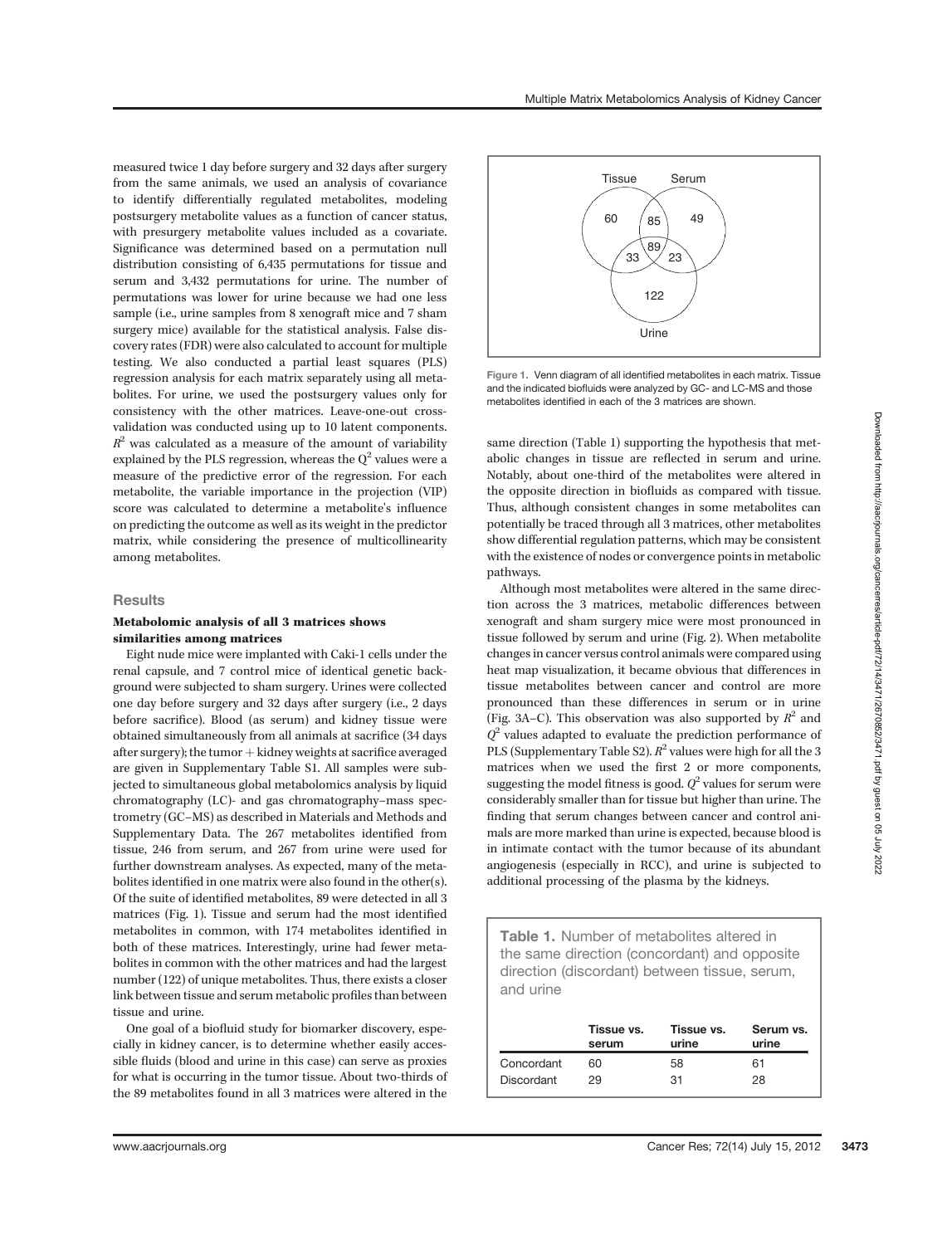measured twice 1 day before surgery and 32 days after surgery from the same animals, we used an analysis of covariance to identify differentially regulated metabolites, modeling postsurgery metabolite values as a function of cancer status, with presurgery metabolite values included as a covariate. Significance was determined based on a permutation null distribution consisting of 6,435 permutations for tissue and serum and 3,432 permutations for urine. The number of permutations was lower for urine because we had one less sample (i.e., urine samples from 8 xenograft mice and 7 sham surgery mice) available for the statistical analysis. False discovery rates (FDR) were also calculated to account for multiple testing. We also conducted a partial least squares (PLS) regression analysis for each matrix separately using all metabolites. For urine, we used the postsurgery values only for consistency with the other matrices. Leave-one-out cross-validation was conducted using up to 10 latent components. $R^2$ was calculated as a measure of the amount of variability explained by the PLS regression, whereas the $Q^2$ values were a measure of the predictive error of the regression. For each metabolite, the variable importance in the projection (VIP) score was calculated to determine a metabolite's influence on predicting the outcome as well as its weight in the predictor matrix, while considering the presence of multicollinearity among metabolites.

## Results

### Metabolomic analysis of all 3 matrices shows similarities among matrices

Eight nude mice were implanted with Caki-1 cells under the renal capsule, and 7 control mice of identical genetic background were subjected to sham surgery. Urines were collected one day before surgery and 32 days after surgery (i.e., 2 days before sacrifice). Blood (as serum) and kidney tissue were obtained simultaneously from all animals at sacrifice (34 days after surgery); the tumor + kidney weights at sacrifice averaged are given in Supplementary Table S1. All samples were subjected to simultaneous global metabolomics analysis by liquid chromatography (LC)- and gas chromatography–mass spectrometry (GC–MS) as described in Materials and Methods and Supplementary Data. The 267 metabolites identified from tissue, 246 from serum, and 267 from urine were used for further downstream analyses. As expected, many of the metabolites identified in one matrix were also found in the other(s). Of the suite of identified metabolites, 89 were detected in all 3 matrices (Fig. 1). Tissue and serum had the most identified metabolites in common, with 174 metabolites identified in both of these matrices. Interestingly, urine had fewer metabolites in common with the other matrices and had the largest number (122) of unique metabolites. Thus, there exists a closer link between tissue and serum metabolic profiles than between tissue and urine.

One goal of a biofluid study for biomarker discovery, especially in kidney cancer, is to determine whether easily accessible fluids (blood and urine in this case) can serve as proxies for what is occurring in the tumor tissue. About two-thirds of the 89 metabolites found in all 3 matrices were altered in the same direction (Table 1) supporting the hypothesis that metabolic changes in tissue are reflected in serum and urine. Notably, about one-third of the metabolites were altered in the opposite direction in biofluids as compared with tissue. Thus, although consistent changes in some metabolites can potentially be traced through all 3 matrices, other metabolites show differential regulation patterns, which may be consistent with the existence of nodes or convergence points in metabolic pathways.

Figure 1. Venn diagram of all identified metabolites in each matrix. Tissue and the indicated biofluids were analyzed by GC- and LC-MS and those metabolites identified in each of the 3 matrices are shown.

Although most metabolites were altered in the same direction across the 3 matrices, metabolic differences between xenograft and sham surgery mice were most pronounced in tissue followed by serum and urine (Fig. 2). When metabolite changes in cancer versus control animals were compared using heat map visualization, it became obvious that differences in tissue metabolites between cancer and control are more pronounced than these differences in serum or in urine (Fig. 3A–C). This observation was also supported by $R^2$ and $Q^2$ values adapted to evaluate the prediction performance of PLS (Supplementary Table S2). $R^2$ values were high for all the 3 matrices when we used the first 2 or more components, suggesting the model fitness is good. $Q^2$ values for serum were considerably smaller than for tissue but higher than urine. The finding that serum changes between cancer and control animals are more marked than urine is expected, because blood is in intimate contact with the tumor because of its abundant angiogenesis (especially in RCC), and urine is subjected to additional processing of the plasma by the kidneys.

**Table 1.** Number of metabolites altered in the same direction (concordant) and opposite direction (discordant) between tissue, serum, and urine

| | Tissue vs. serum | Tissue vs. urine | Serum vs. urine |
|---|---|---|---|
| Concordant | 60 | 58 | 61 |
| Discordant | 29 | 31 | 28 |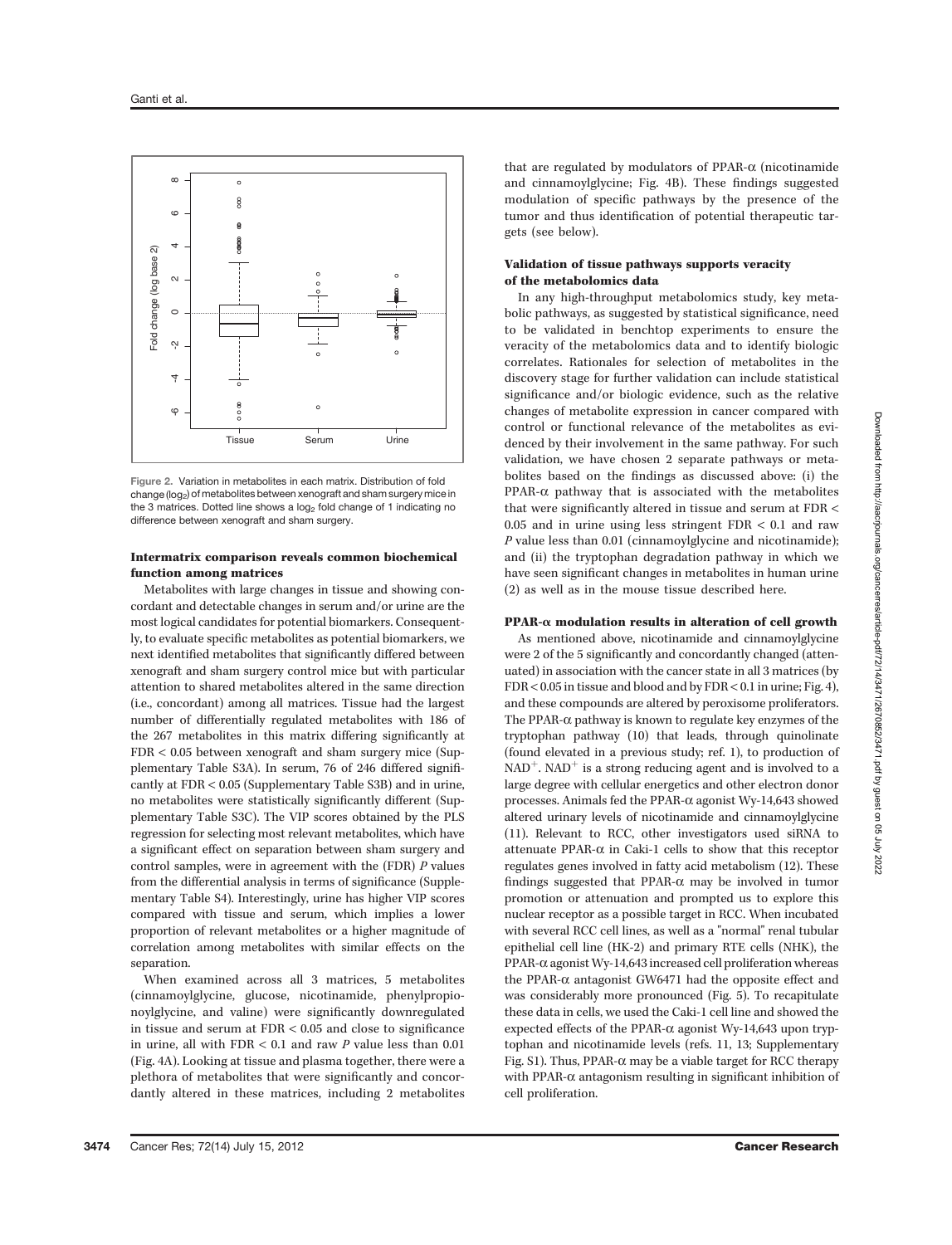Figure 2. Variation in metabolites in each matrix. Distribution of fold change ($\log_2$) of metabolites between xenograft and sham surgery mice in the 3 matrices. Dotted line shows a $\log_2$ fold change of 1 indicating no difference between xenograft and sham surgery.

### Intermatrix comparison reveals common biochemical function among matrices

Metabolites with large changes in tissue and showing concordant and detectable changes in serum and/or urine are the most logical candidates for potential biomarkers. Consequently, to evaluate specific metabolites as potential biomarkers, we next identified metabolites that significantly differed between xenograft and sham surgery control mice but with particular attention to shared metabolites altered in the same direction (i.e., concordant) among all matrices. Tissue had the largest number of differentially regulated metabolites with 186 of the 267 metabolites in this matrix differing significantly at FDR < 0.05 between xenograft and sham surgery mice (Supplementary Table S3A). In serum, 76 of 246 differed significantly at FDR < 0.05 (Supplementary Table S3B) and in urine, no metabolites were statistically significantly different (Supplementary Table S3C). The VIP scores obtained by the PLS regression for selecting most relevant metabolites, which have a significant effect on separation between sham surgery and control samples, were in agreement with the (FDR) *P* values from the differential analysis in terms of significance (Supplementary Table S4). Interestingly, urine has higher VIP scores compared with tissue and serum, which implies a lower proportion of relevant metabolites or a higher magnitude of correlation among metabolites with similar effects on the separation.

When examined across all 3 matrices, 5 metabolites (cinnamoylglycine, glucose, nicotinamide, phenylpropionoylglycine, and valine) were significantly downregulated in tissue and serum at FDR < 0.05 and close to significance in urine, all with FDR < 0.1 and raw *P* value less than 0.01 (Fig. 4A). Looking at tissue and plasma together, there were a plethora of metabolites that were significantly and concordantly altered in these matrices, including 2 metabolites that are regulated by modulators of PPAR-α (nicotinamide and cinnamoylglycine; Fig. 4B). These findings suggested modulation of specific pathways by the presence of the tumor and thus identification of potential therapeutic targets (see below).

### Validation of tissue pathways supports veracity of the metabolomics data

In any high-throughput metabolomics study, key metabolic pathways, as suggested by statistical significance, need to be validated in benchtop experiments to ensure the veracity of the metabolomics data and to identify biologic correlates. Rationales for selection of metabolites in the discovery stage for further validation can include statistical significance and/or biologic evidence, such as the relative changes of metabolite expression in cancer compared with control or functional relevance of the metabolites as evidenced by their involvement in the same pathway. For such validation, we have chosen 2 separate pathways or metabolites based on the findings as discussed above: (i) the PPAR-α pathway that is associated with the metabolites that were significantly altered in tissue and serum at FDR < 0.05 and in urine using less stringent FDR < 0.1 and raw *P* value less than 0.01 (cinnamoylglycine and nicotinamide); and (ii) the tryptophan degradation pathway in which we have seen significant changes in metabolites in human urine (2) as well as in the mouse tissue described here.

### PPAR-α modulation results in alteration of cell growth

As mentioned above, nicotinamide and cinnamoylglycine were 2 of the 5 significantly and concordantly changed (attenuated) in association with the cancer state in all 3 matrices (by FDR < 0.05 in tissue and blood and by FDR < 0.1 in urine; Fig. 4), and these compounds are altered by peroxisome proliferators. The PPAR-α pathway is known to regulate key enzymes of the tryptophan pathway (10) that leads, through quinolinate (found elevated in a previous study; ref. 1), to production of $NAD^+$. $NAD^+$ is a strong reducing agent and is involved to a large degree with cellular energetics and other electron donor processes. Animals fed the PPAR-α agonist Wy-14,643 showed altered urinary levels of nicotinamide and cinnamoylglycine (11). Relevant to RCC, other investigators used siRNA to attenuate PPAR-α in Caki-1 cells to show that this receptor regulates genes involved in fatty acid metabolism (12). These findings suggested that PPAR-α may be involved in tumor promotion or attenuation and prompted us to explore this nuclear receptor as a possible target in RCC. When incubated with several RCC cell lines, as well as a "normal" renal tubular epithelial cell line (HK-2) and primary RTE cells (NHK), the PPAR-α agonist Wy-14,643 increased cell proliferation whereas the PPAR-α antagonist GW6471 had the opposite effect and was considerably more pronounced (Fig. 5). To recapitulate these data in cells, we used the Caki-1 cell line and showed the expected effects of the PPAR-α agonist Wy-14,643 upon tryptophan and nicotinamide levels (refs. 11, 13; Supplementary Fig. S1). Thus, PPAR-α may be a viable target for RCC therapy with PPAR-α antagonism resulting in significant inhibition of cell proliferation.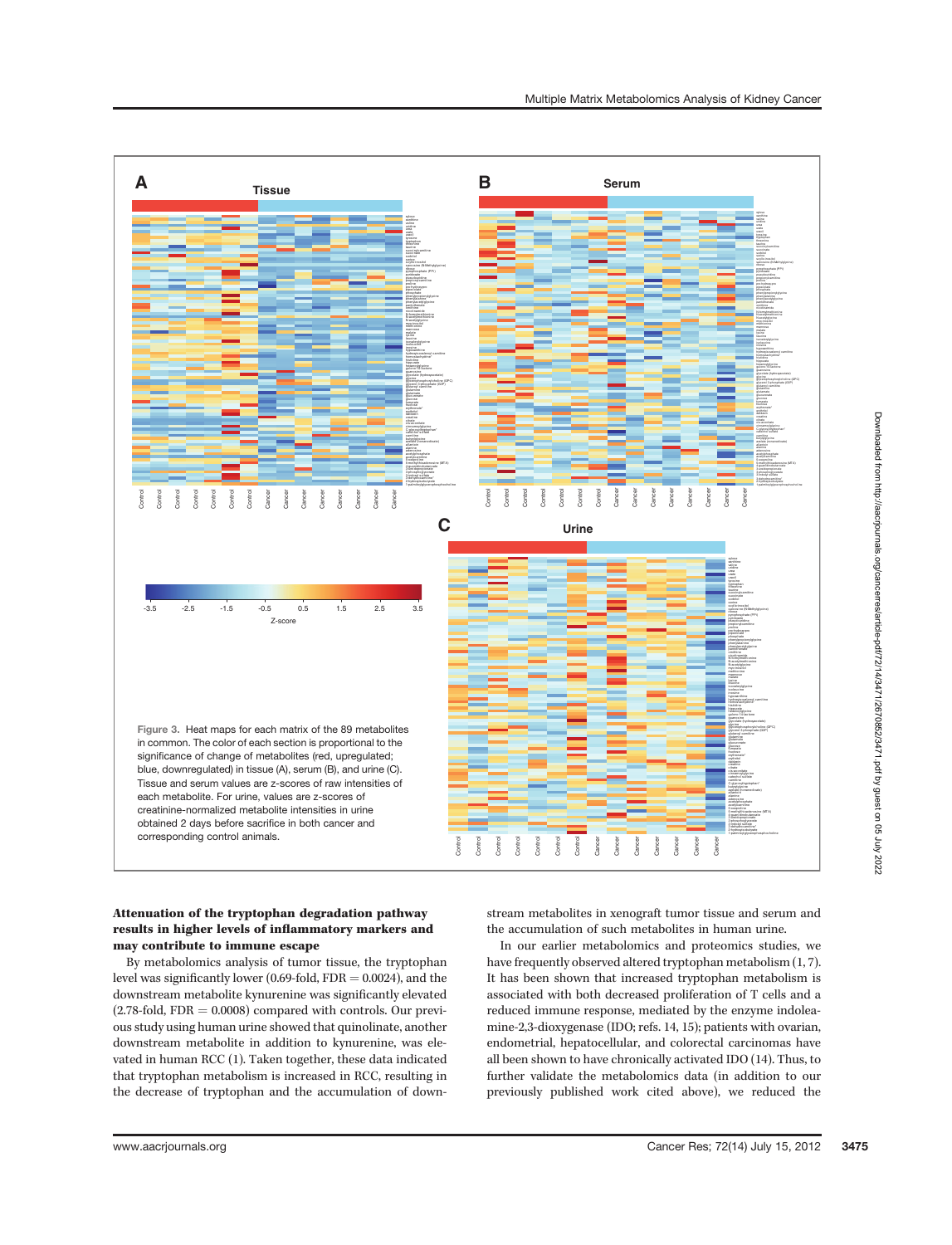Figure 3. Heat maps for each matrix of the 89 metabolites in common. The color of each section is proportional to the significance of change of metabolites (red, upregulated; blue, downregulated) in tissue (A), serum (B), and urine (C). Tissue and serum values are z-scores of raw intensities of each metabolite. For urine, values are z-scores of creatinine-normalized metabolite intensities in urine obtained 2 days before sacrifice in both cancer and corresponding control animals.

**Attenuation of the tryptophan degradation pathway results in higher levels of inflammatory markers and may contribute to immune escape**

By metabolomics analysis of tumor tissue, the tryptophan level was significantly lower (0.69-fold, FDR = 0.0024), and the downstream metabolite kynurenine was significantly elevated (2.78-fold, FDR = 0.0008) compared with controls. Our previous study using human urine showed that quinolinate, another downstream metabolite in addition to kynurenine, was elevated in human RCC (1). Taken together, these data indicated that tryptophan metabolism is increased in RCC, resulting in the decrease of tryptophan and the accumulation of downstream metabolites in xenograft tumor tissue and serum and the accumulation of such metabolites in human urine.

In our earlier metabolomics and proteomics studies, we have frequently observed altered tryptophan metabolism (1, 7). It has been shown that increased tryptophan metabolism is associated with both decreased proliferation of T cells and a reduced immune response, mediated by the enzyme indoleamine-2,3-dioxygenase (IDO; refs. 14, 15); patients with ovarian, endometrial, hepatocellular, and colorectal carcinomas have all been shown to have chronically activated IDO (14). Thus, to further validate the metabolomics data (in addition to our previously published work cited above), we reduced the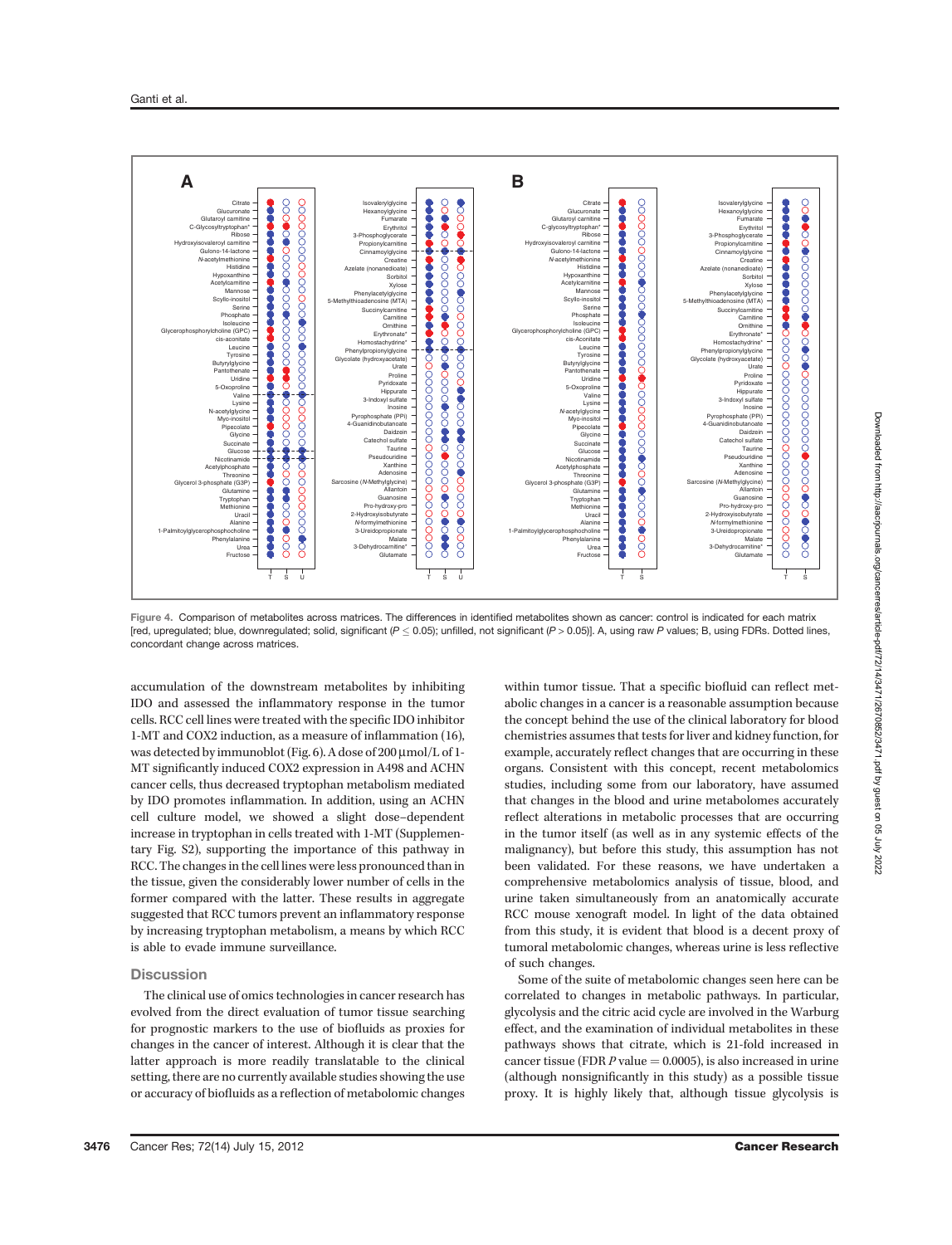A

Citrate
Glucuronate
Glutaroyl carnitine
C-Glycosyltryptophan*
Ribose
Hydroxyisovaleroyl carnitine
Gulono-14-lactone
N-acetylmethionine
Histidine
Hypoxanthine
Acetylcarnitine
Mannose
Scyllo-inositol
Serine
Phosphate
Isoleucine
Glycerophosphorylcholine (GPC)
cis-aconitate
Leucine
Tyrosine
Butyrylglycine
Pantothenate
Uridine
5-Oxoproline
Valine
Lysine
N-acetylglycine
Myo-inositol
Pipecolate
Glycine
Succinate
Glucose
Nicotinamide
Acetylphosphate
Threonine
Glycerol 3-phosphate (G3P)
Glutamine
Tryptophan
Methionine
Uracil
Alanine
1-Palmitoylglycerophosphocholine
Phenylalanine
Urea
Fructose

Isovalerylglycine
Hexanoylglycine
Fumarate
Erythritol
3-Phosphoglycerate
Propionylcarnitine
Cinnamoylglycine
Creatine
Azelate (nonanedioate)
Sorbitol
Xylose
Phenylacetylglycine
5-Methylthioadenosine (MTA)
Succinylcarnitine
Carnitine
Ornithine
Erythronate*
Homostachydrine*
Phenylpropionylglycine
Glycolate (hydroxyacetate)
Urate
Proline
Pyridoxate
Hippurate
3-Indoxyl sulfate
Inosine
Pyrophosphate (PPi)
4-Guanidinobutanoate
Daidzein
Catechol sulfate
Taurine
Pseudouridine
Xanthine
Adenosine
Sarcosine (N-Methylglycine)
Allantoin
Guanosine
Pro-hydroxy-pro
2-Hydroxyisobutyrate
N-formylmethionine
3-Ureidopropionate
Malate
3-Dehydrocarnitine*
Glutamate

T S U

B

Citrate
Glucuronate
Glutaroyl carnitine
C-glycosyltryptophan*
Ribose
Hydroxyisovaleroyl carnitine
Gulono-14-lactone
N-acetylmethionine
Histidine
Hypoxanthine
Acetylcarnitine
Mannose
Scyllo-inositol
Serine
Phosphate
Isoleucine
Glycerophosphorylcholine (GPC)
cis-Aconitate
Leucine
Tyrosine
Butyrylglycine
Pantothenate
Uridine
5-Oxoproline
Valine
Lysine
N-acetylglycine
Myo-inositol
Pipecolate
Glycine
Succinate
Glucose
Nicotinamide
Acetylphosphate
Threonine
Glycerol 3-phosphate (G3P)
Glutamine
Tryptophan
Methionine
Uracil
Alanine
1-Palmitoylglycerophosphocholine
Phenylalanine
Urea
Fructose

Isovalerylglycine
Hexanoylglycine
Fumarate
Erythritol
3-Phosphoglycerate
Propionylcarnitine
Cinnamoylglycine
Creatine
Azelate (nonanedioate)
Sorbitol
Xylose
Phenylacetylglycine
5-Methylthioadenosine (MTA)
Succinylcarnitine
Carnitine
Ornithine
Erythronate*
Homostachydrine*
Phenylpropionylglycine
Glycolate (hydroxyacetate)
Urate
Proline
Pyridoxate
Hippurate
3-Indoxyl sulfate
Inosine
Pyrophosphate (PPi)
4-Guanidinobutanoate
Daidzein
Catechol sulfate
Taurine
Pseudouridine
Xanthine
Adenosine
Sarcosine (N-Methylglycine)
Allantoin
Guanosine
Pro-hydroxy-pro
2-Hydroxyisobutyrate
N-formylmethionine
3-Ureidopropionate
Malate
3-Dehydrocarnitine*
Glutamate

T S

Figure 4. Comparison of metabolites across matrices. The differences in identified metabolites shown as cancer: control is indicated for each matrix [red, upregulated; blue, downregulated; solid, significant ($P \leq 0.05$); unfilled, not significant ($P > 0.05$)]. A, using raw $P$ values; B, using FDRs. Dotted lines, concordant change across matrices.

accumulation of the downstream metabolites by inhibiting IDO and assessed the inflammatory response in the tumor cells. RCC cell lines were treated with the specific IDO inhibitor 1-MT and COX2 induction, as a measure of inflammation (16), was detected by immunoblot (Fig. 6). A dose of 200 μmol/L of 1-MT significantly induced COX2 expression in A498 and ACHN cancer cells, thus decreased tryptophan metabolism mediated by IDO promotes inflammation. In addition, using an ACHN cell culture model, we showed a slight dose–dependent increase in tryptophan in cells treated with 1-MT (Supplementary Fig. S2), supporting the importance of this pathway in RCC. The changes in the cell lines were less pronounced than in the tissue, given the considerably lower number of cells in the former compared with the latter. These results in aggregate suggested that RCC tumors prevent an inflammatory response by increasing tryptophan metabolism, a means by which RCC is able to evade immune surveillance.

## Discussion

The clinical use of omics technologies in cancer research has evolved from the direct evaluation of tumor tissue searching for prognostic markers to the use of biofluids as proxies for changes in the cancer of interest. Although it is clear that the latter approach is more readily translatable to the clinical setting, there are no currently available studies showing the use or accuracy of biofluids as a reflection of metabolomic changes within tumor tissue. That a specific biofluid can reflect metabolic changes in a cancer is a reasonable assumption because the concept behind the use of the clinical laboratory for blood chemistries assumes that tests for liver and kidney function, for example, accurately reflect changes that are occurring in these organs. Consistent with this concept, recent metabolomics studies, including some from our laboratory, have assumed that changes in the blood and urine metabolomes accurately reflect alterations in metabolic processes that are occurring in the tumor itself (as well as in any systemic effects of the malignancy), but before this study, this assumption has not been validated. For these reasons, we have undertaken a comprehensive metabolomics analysis of tissue, blood, and urine taken simultaneously from an anatomically accurate RCC mouse xenograft model. In light of the data obtained from this study, it is evident that blood is a decent proxy of tumoral metabolomic changes, whereas urine is less reflective of such changes.

Some of the suite of metabolomic changes seen here can be correlated to changes in metabolic pathways. In particular, glycolysis and the citric acid cycle are involved in the Warburg effect, and the examination of individual metabolites in these pathways shows that citrate, which is 21-fold increased in cancer tissue (FDR $P$ value = 0.0005), is also increased in urine (although nonsignificantly in this study) as a possible tissue proxy. It is highly likely that, although tissue glycolysis is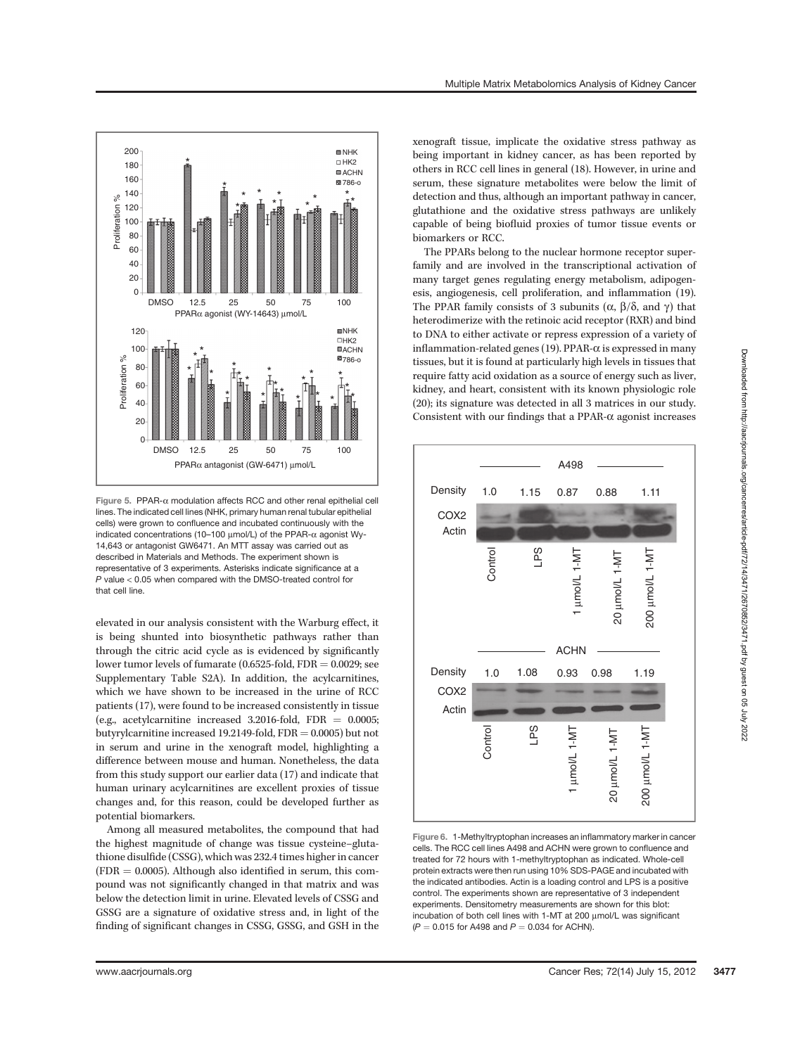Figure 5. PPAR-α modulation affects RCC and other renal epithelial cell lines. The indicated cell lines (NHK, primary human renal tubular epithelial cells) were grown to confluence and incubated continuously with the indicated concentrations (10–100 μmol/L) of the PPAR-α agonist Wy-14,643 or antagonist GW6471. An MTT assay was carried out as described in Materials and Methods. The experiment shown is representative of 3 experiments. Asterisks indicate significance at a $P$ value $< 0.05$ when compared with the DMSO-treated control for that cell line.

elevated in our analysis consistent with the Warburg effect, it is being shunted into biosynthetic pathways rather than through the citric acid cycle as is evidenced by significantly lower tumor levels of fumarate (0.6525-fold, FDR = 0.0029; see Supplementary Table S2A). In addition, the acylcarnitines, which we have shown to be increased in the urine of RCC patients (17), were found to be increased consistently in tissue (e.g., acetylcarnitine increased 3.2016-fold, FDR = 0.0005; butyrylcarnitine increased 19.2149-fold, FDR = 0.0005) but not in serum and urine in the xenograft model, highlighting a difference between mouse and human. Nonetheless, the data from this study support our earlier data (17) and indicate that human urinary acylcarnitines are excellent proxies of tissue changes and, for this reason, could be developed further as potential biomarkers.

Among all measured metabolites, the compound that had the highest magnitude of change was tissue cysteine–glutathione disulfide (CSSG), which was 232.4 times higher in cancer (FDR = 0.0005). Although also identified in serum, this compound was not significantly changed in that matrix and was below the detection limit in urine. Elevated levels of CSSG and GSSG are a signature of oxidative stress and, in light of the finding of significant changes in CSSG, GSSG, and GSH in the xenograft tissue, implicate the oxidative stress pathway as being important in kidney cancer, as has been reported by others in RCC cell lines in general (18). However, in urine and serum, these signature metabolites were below the limit of detection and thus, although an important pathway in cancer, glutathione and the oxidative stress pathways are unlikely capable of being biofluid proxies of tumor tissue events or biomarkers or RCC.

The PPARs belong to the nuclear hormone receptor superfamily and are involved in the transcriptional activation of many target genes regulating energy metabolism, adipogenesis, angiogenesis, cell proliferation, and inflammation (19). The PPAR family consists of 3 subunits (α, β/δ, and γ) that heterodimerize with the retinoic acid receptor (RXR) and bind to DNA to either activate or repress expression of a variety of inflammation-related genes (19). PPAR-α is expressed in many tissues, but it is found at particularly high levels in tissues that require fatty acid oxidation as a source of energy such as liver, kidney, and heart, consistent with its known physiologic role (20); its signature was detected in all 3 matrices in our study. Consistent with our findings that a PPAR-α agonist increases

Figure 6. 1-Methyltryptophan increases an inflammatory marker in cancer cells. The RCC cell lines A498 and ACHN were grown to confluence and treated for 72 hours with 1-methyltryptophan as indicated. Whole-cell protein extracts were then run using 10% SDS-PAGE and incubated with the indicated antibodies. Actin is a loading control and LPS is a positive control. The experiments shown are representative of 3 independent experiments. Densitometry measurements are shown for this blot: incubation of both cell lines with 1-MT at 200 μmol/L was significant ($P = 0.015$ for A498 and $P = 0.034$ for ACHN).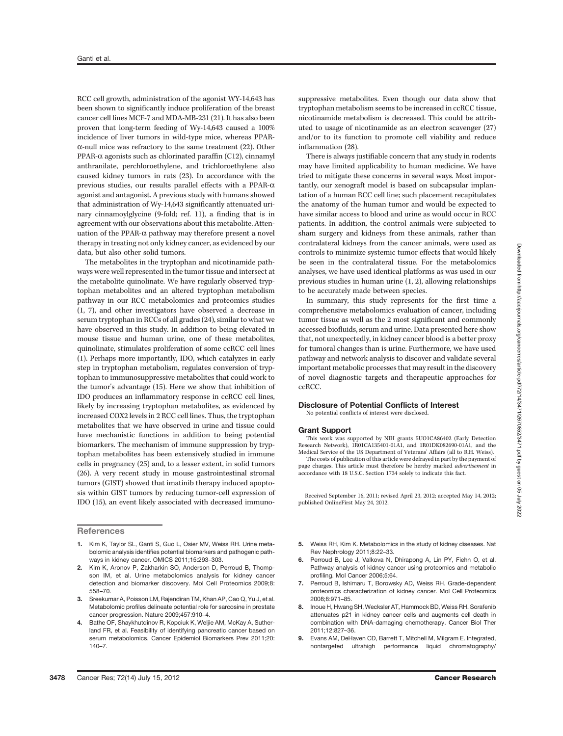RCC cell growth, administration of the agonist WY-14,643 has been shown to significantly induce proliferation of the breast cancer cell lines MCF-7 and MDA-MB-231 (21). It has also been proven that long-term feeding of Wy-14,643 caused a 100% incidence of liver tumors in wild-type mice, whereas PPAR-α-null mice was refractory to the same treatment (22). Other PPAR-α agonists such as chlorinated paraffin (C12), cinnamyl anthranilate, perchloroethylene, and trichloroethylene also caused kidney tumors in rats (23). In accordance with the previous studies, our results parallel effects with a PPAR-α agonist and antagonist. A previous study with humans showed that administration of Wy-14,643 significantly attenuated urinary cinnamoylglycine (9-fold; ref. 11), a finding that is in agreement with our observations about this metabolite. Attenuation of the PPAR-α pathway may therefore present a novel therapy in treating not only kidney cancer, as evidenced by our data, but also other solid tumors.

The metabolites in the tryptophan and nicotinamide pathways were well represented in the tumor tissue and intersect at the metabolite quinolinate. We have regularly observed tryptophan metabolites and an altered tryptophan metabolism pathway in our RCC metabolomics and proteomics studies (1, 7), and other investigators have observed a decrease in serum tryptophan in RCCs of all grades (24), similar to what we have observed in this study. In addition to being elevated in mouse tissue and human urine, one of these metabolites, quinolinate, stimulates proliferation of some ccRCC cell lines (1). Perhaps more importantly, IDO, which catalyzes in early step in tryptophan metabolism, regulates conversion of tryptophan to immunosuppressive metabolites that could work to the tumor's advantage (15). Here we show that inhibition of IDO produces an inflammatory response in ccRCC cell lines, likely by increasing tryptophan metabolites, as evidenced by increased COX2 levels in 2 RCC cell lines. Thus, the tryptophan metabolites that we have observed in urine and tissue could have mechanistic functions in addition to being potential biomarkers. The mechanism of immune suppression by tryptophan metabolites has been extensively studied in immune cells in pregnancy (25) and, to a lesser extent, in solid tumors (26). A very recent study in mouse gastrointestinal stromal tumors (GIST) showed that imatinib therapy induced apoptosis within GIST tumors by reducing tumor-cell expression of IDO (15), an event likely associated with decreased immunosuppressive metabolites. Even though our data show that tryptophan metabolism seems to be increased in ccRCC tissue, nicotinamide metabolism is decreased. This could be attributed to usage of nicotinamide as an electron scavenger (27) and/or to its function to promote cell viability and reduce inflammation (28).

There is always justifiable concern that any study in rodents may have limited applicability to human medicine. We have tried to mitigate these concerns in several ways. Most importantly, our xenograft model is based on subcapsular implantation of a human RCC cell line; such placement recapitulates the anatomy of the human tumor and would be expected to have similar access to blood and urine as would occur in RCC patients. In addition, the control animals were subjected to sham surgery and kidneys from these animals, rather than contralateral kidneys from the cancer animals, were used as controls to minimize systemic tumor effects that would likely be seen in the contralateral tissue. For the metabolomics analyses, we have used identical platforms as was used in our previous studies in human urine (1, 2), allowing relationships to be accurately made between species.

In summary, this study represents for the first time a comprehensive metabolomics evaluation of cancer, including tumor tissue as well as the 2 most significant and commonly accessed biofluids, serum and urine. Data presented here show that, not unexpectedly, in kidney cancer blood is a better proxy for tumoral changes than is urine. Furthermore, we have used pathway and network analysis to discover and validate several important metabolic processes that may result in the discovery of novel diagnostic targets and therapeutic approaches for ccRCC.

## Disclosure of Potential Conflicts of Interest

No potential conflicts of interest were disclosed.

## Grant Support

This work was supported by NIH grants 5UO1CA86402 (Early Detection Research Network), 1R01CA135401-01A1, and 1R01DK082690-01A1, and the Medical Service of the US Department of Veterans' Affairs (all to R.H. Weiss).

The costs of publication of this article were defrayed in part by the payment of page charges. This article must therefore be hereby marked *advertisement* in accordance with 18 U.S.C. Section 1734 solely to indicate this fact.

Received September 16, 2011; revised April 23, 2012; accepted May 14, 2012; published OnlineFirst May 24, 2012.

## References

1. Kim K, Taylor SL, Ganti S, Guo L, Osier MV, Weiss RH. Urine metabolomic analysis identifies potential biomarkers and pathogenic pathways in kidney cancer. OMICS 2011;15:293–303.
2. Kim K, Aronov P, Zakharkin SO, Anderson D, Perroud B, Thompson IM, et al. Urine metabolomics analysis for kidney cancer detection and biomarker discovery. Mol Cell Proteomics 2009;8: 558–70.
3. Sreekumar A, Poisson LM, Rajendiran TM, Khan AP, Cao Q, Yu J, et al. Metabolomic profiles delineate potential role for sarcosine in prostate cancer progression. Nature 2009;457:910–4.
4. Bathe OF, Shaykhutdinov R, Kopciuk K, Weljie AM, McKay A, Sutherland FR, et al. Feasibility of identifying pancreatic cancer based on serum metabolomics. Cancer Epidemiol Biomarkers Prev 2011;20: 140–7.
5. Weiss RH, Kim K. Metabolomics in the study of kidney diseases. Nat Rev Nephrology 2011;8:22–33.
6. Perroud B, Lee J, Valkova N, Dhirapong A, Lin PY, Fiehn O, et al. Pathway analysis of kidney cancer using proteomics and metabolic profiling. Mol Cancer 2006;5:64.
7. Perroud B, Ishimaru T, Borowsky AD, Weiss RH. Grade-dependent proteomics characterization of kidney cancer. Mol Cell Proteomics 2008;8:971–85.
8. Inoue H, Hwang SH, Wecksler AT, Hammock BD, Weiss RH. Sorafenib attenuates p21 in kidney cancer cells and augments cell death in combination with DNA-damaging chemotherapy. Cancer Biol Ther 2011;12:827–36.
9. Evans AM, DeHaven CD, Barrett T, Mitchell M, Milgram E. Integrated, nontargeted ultrahigh performance liquid chromatography/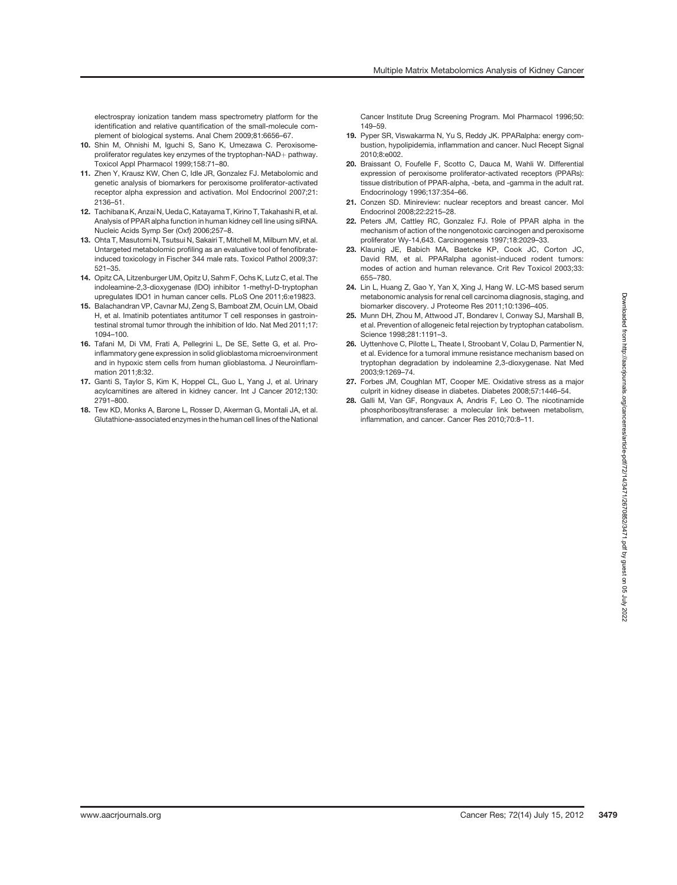electrospray ionization tandem mass spectrometry platform for the identification and relative quantification of the small-molecule complement of biological systems. Anal Chem 2009;81:6656–67.

10. Shin M, Ohnishi M, Iguchi S, Sano K, Umezawa C. Peroxisome-proliferator regulates key enzymes of the tryptophan-NAD+ pathway. Toxicol Appl Pharmacol 1999;158:71–80.
11. Zhen Y, Krausz KW, Chen C, Idle JR, Gonzalez FJ. Metabolomic and genetic analysis of biomarkers for peroxisome proliferator-activated receptor alpha expression and activation. Mol Endocrinol 2007;21: 2136–51.
12. Tachibana K, Anzai N, Ueda C, Katayama T, Kirino T, Takahashi R, et al. Analysis of PPAR alpha function in human kidney cell line using siRNA. Nucleic Acids Symp Ser (Oxf) 2006;257–8.
13. Ohta T, Masutomi N, Tsutsui N, Sakairi T, Mitchell M, Milburn MV, et al. Untargeted metabolomic profiling as an evaluative tool of fenofibrate-induced toxicology in Fischer 344 male rats. Toxicol Pathol 2009;37: 521–35.
14. Opitz CA, Litzenburger UM, Opitz U, Sahm F, Ochs K, Lutz C, et al. The indoleamine-2,3-dioxygenase (IDO) inhibitor 1-methyl-D-tryptophan upregulates IDO1 in human cancer cells. PLoS One 2011;6:e19823.
15. Balachandran VP, Cavnar MJ, Zeng S, Bamboat ZM, Ocuin LM, Obaid H, et al. Imatinib potentiates antitumor T cell responses in gastrointestinal stromal tumor through the inhibition of Ido. Nat Med 2011;17: 1094–100.
16. Tafani M, Di VM, Frati A, Pellegrini L, De SE, Sette G, et al. Pro-inflammatory gene expression in solid glioblastoma microenvironment and in hypoxic stem cells from human glioblastoma. J Neuroinflammation 2011;8:32.
17. Ganti S, Taylor S, Kim K, Hoppel CL, Guo L, Yang J, et al. Urinary acylcarnitines are altered in kidney cancer. Int J Cancer 2012;130: 2791–800.
18. Tew KD, Monks A, Barone L, Rosser D, Akerman G, Montali JA, et al. Glutathione-associated enzymes in the human cell lines of the National Cancer Institute Drug Screening Program. Mol Pharmacol 1996;50: 149–59.
19. Pyper SR, Viswakarma N, Yu S, Reddy JK. PPARalpha: energy combustion, hypolipidemia, inflammation and cancer. Nucl Recept Signal 2010;8:e002.
20. Braissant O, Foufelle F, Scotto C, Dauca M, Wahli W. Differential expression of peroxisome proliferator-activated receptors (PPARs): tissue distribution of PPAR-alpha, -beta, and -gamma in the adult rat. Endocrinology 1996;137:354–66.
21. Conzen SD. Minireview: nuclear receptors and breast cancer. Mol Endocrinol 2008;22:2215–28.
22. Peters JM, Cattley RC, Gonzalez FJ. Role of PPAR alpha in the mechanism of action of the nongenotoxic carcinogen and peroxisome proliferator Wy-14,643. Carcinogenesis 1997;18:2029–33.
23. Klaunig JE, Babich MA, Baetcke KP, Cook JC, Corton JC, David RM, et al. PPARalpha agonist-induced rodent tumors: modes of action and human relevance. Crit Rev Toxicol 2003;33: 655–780.
24. Lin L, Huang Z, Gao Y, Yan X, Xing J, Hang W. LC-MS based serum metabonomic analysis for renal cell carcinoma diagnosis, staging, and biomarker discovery. J Proteome Res 2011;10:1396–405.
25. Munn DH, Zhou M, Attwood JT, Bondarev I, Conway SJ, Marshall B, et al. Prevention of allogeneic fetal rejection by tryptophan catabolism. Science 1998;281:1191–3.
26. Uyttenhove C, Pilotte L, Theate I, Stroobant V, Colau D, Parmentier N, et al. Evidence for a tumoral immune resistance mechanism based on tryptophan degradation by indoleamine 2,3-dioxygenase. Nat Med 2003;9:1269–74.
27. Forbes JM, Coughlan MT, Cooper ME. Oxidative stress as a major culprit in kidney disease in diabetes. Diabetes 2008;57:1446–54.
28. Galli M, Van GF, Rongvaux A, Andris F, Leo O. The nicotinamide phosphoribosyltransferase: a molecular link between metabolism, inflammation, and cancer. Cancer Res 2010;70:8–11.